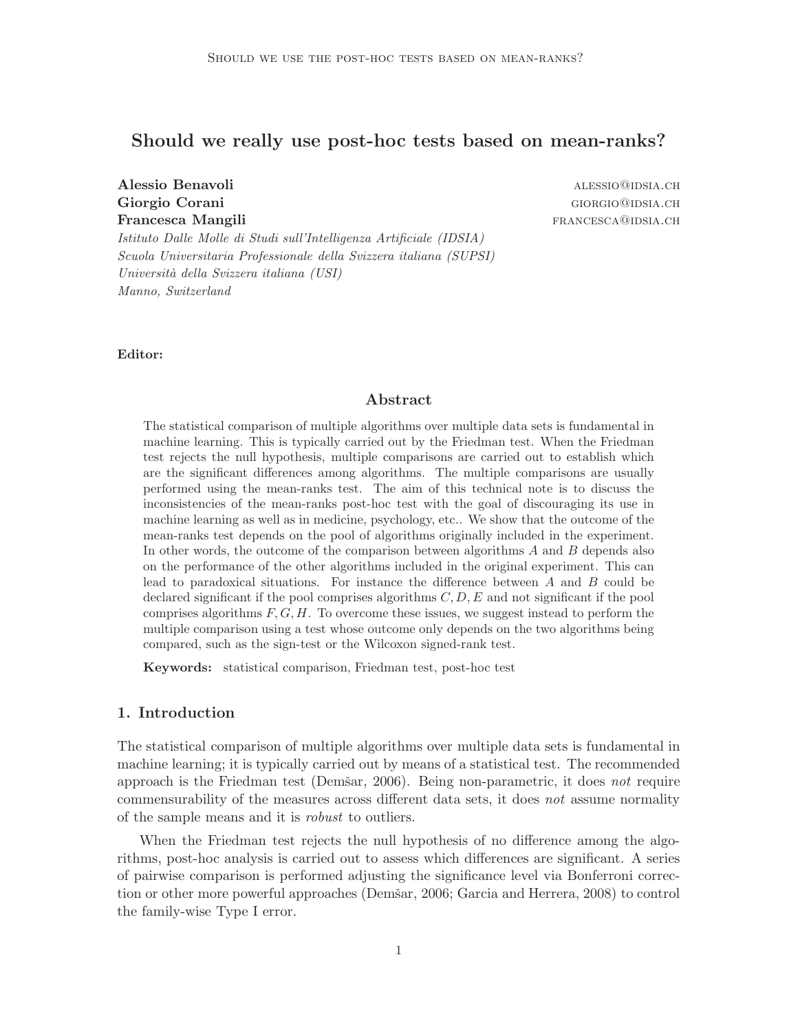# Should we really use post-hoc tests based on mean-ranks?

**Alessio Benavoli** alessio@idsia.ch
**Giorgio Corani** giorgio@idsia.ch
**Francesca Mangili** francesca@idsia.ch

*Istituto Dalle Molle di Studi sull'Intelligenza Artificiale (IDSIA)*
*Scuola Universitaria Professionale della Svizzera italiana (SUPSI)*
*Università della Svizzera italiana (USI)*
*Manno, Switzerland*

**Editor:**

## Abstract

The statistical comparison of multiple algorithms over multiple data sets is fundamental in machine learning. This is typically carried out by the Friedman test. When the Friedman test rejects the null hypothesis, multiple comparisons are carried out to establish which are the significant differences among algorithms. The multiple comparisons are usually performed using the mean-ranks test. The aim of this technical note is to discuss the inconsistencies of the mean-ranks post-hoc test with the goal of discouraging its use in machine learning as well as in medicine, psychology, etc.. We show that the outcome of the mean-ranks test depends on the pool of algorithms originally included in the experiment. In other words, the outcome of the comparison between algorithms $A$ and $B$ depends also on the performance of the other algorithms included in the original experiment. This can lead to paradoxical situations. For instance the difference between $A$ and $B$ could be declared significant if the pool comprises algorithms $C, D, E$ and not significant if the pool comprises algorithms $F, G, H$. To overcome these issues, we suggest instead to perform the multiple comparison using a test whose outcome only depends on the two algorithms being compared, such as the sign-test or the Wilcoxon signed-rank test.

**Keywords:** statistical comparison, Friedman test, post-hoc test

## 1. Introduction

The statistical comparison of multiple algorithms over multiple data sets is fundamental in machine learning; it is typically carried out by means of a statistical test. The recommended approach is the Friedman test (Demšar, 2006). Being non-parametric, it does *not* require commensurability of the measures across different data sets, it does *not* assume normality of the sample means and it is *robust* to outliers.

When the Friedman test rejects the null hypothesis of no difference among the algorithms, post-hoc analysis is carried out to assess which differences are significant. A series of pairwise comparison is performed adjusting the significance level via Bonferroni correction or other more powerful approaches (Demšar, 2006; Garcia and Herrera, 2008) to control the family-wise Type I error.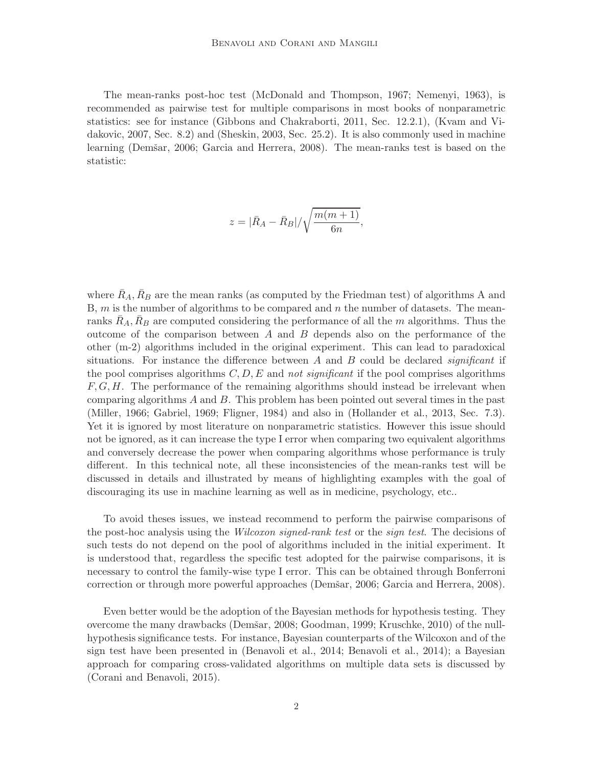The mean-ranks post-hoc test (McDonald and Thompson, 1967; Nemenyi, 1963), is recommended as pairwise test for multiple comparisons in most books of nonparametric statistics: see for instance (Gibbons and Chakraborti, 2011, Sec. 12.2.1), (Kvam and Vidakovic, 2007, Sec. 8.2) and (Sheskin, 2003, Sec. 25.2). It is also commonly used in machine learning (Demšar, 2006; Garcia and Herrera, 2008). The mean-ranks test is based on the statistic:

$$z = |\bar{R}_A - \bar{R}_B| / \sqrt{\frac{m(m+1)}{6n}},$$

where $\bar{R}_A, \bar{R}_B$ are the mean ranks (as computed by the Friedman test) of algorithms A and B, $m$ is the number of algorithms to be compared and $n$ the number of datasets. The mean-ranks $\bar{R}_A, \bar{R}_B$ are computed considering the performance of all the $m$ algorithms. Thus the outcome of the comparison between $A$ and $B$ depends also on the performance of the other (m-2) algorithms included in the original experiment. This can lead to paradoxical situations. For instance the difference between $A$ and $B$ could be declared *significant* if the pool comprises algorithms $C, D, E$ and *not significant* if the pool comprises algorithms $F, G, H$. The performance of the remaining algorithms should instead be irrelevant when comparing algorithms $A$ and $B$. This problem has been pointed out several times in the past (Miller, 1966; Gabriel, 1969; Fligner, 1984) and also in (Hollander et al., 2013, Sec. 7.3). Yet it is ignored by most literature on nonparametric statistics. However this issue should not be ignored, as it can increase the type I error when comparing two equivalent algorithms and conversely decrease the power when comparing algorithms whose performance is truly different. In this technical note, all these inconsistencies of the mean-ranks test will be discussed in details and illustrated by means of highlighting examples with the goal of discouraging its use in machine learning as well as in medicine, psychology, etc..

To avoid theses issues, we instead recommend to perform the pairwise comparisons of the post-hoc analysis using the *Wilcoxon signed-rank test* or the *sign test*. The decisions of such tests do not depend on the pool of algorithms included in the initial experiment. It is understood that, regardless the specific test adopted for the pairwise comparisons, it is necessary to control the family-wise type I error. This can be obtained through Bonferroni correction or through more powerful approaches (Demšar, 2006; Garcia and Herrera, 2008).

Even better would be the adoption of the Bayesian methods for hypothesis testing. They overcome the many drawbacks (Demšar, 2008; Goodman, 1999; Kruschke, 2010) of the null-hypothesis significance tests. For instance, Bayesian counterparts of the Wilcoxon and of the sign test have been presented in (Benavoli et al., 2014; Benavoli et al., 2014); a Bayesian approach for comparing cross-validated algorithms on multiple data sets is discussed by (Corani and Benavoli, 2015).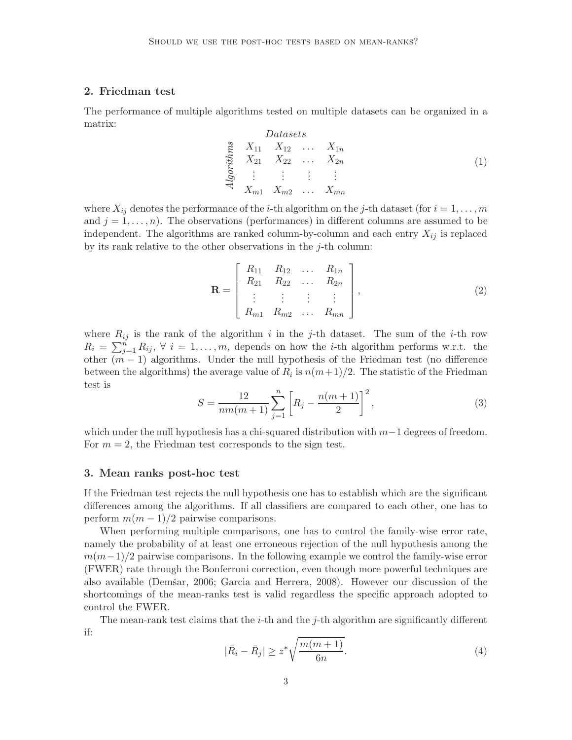## 2. Friedman test

The performance of multiple algorithms tested on multiple datasets can be organized in a matrix:

$$\begin{array}{c} \textit{Datasets} \\ \textit{Algorithms} \begin{array}{cccc} X_{11} & X_{12} & \dots & X_{1n} \\ X_{21} & X_{22} & \dots & X_{2n} \\ \vdots & \vdots & \vdots & \vdots \\ X_{m1} & X_{m2} & \dots & X_{mn} \end{array} \end{array} \tag{1}$$

where $X_{ij}$ denotes the performance of the $i$-th algorithm on the $j$-th dataset (for $i = 1, \dots, m$ and $j = 1, \dots, n$). The observations (performances) in different columns are assumed to be independent. The algorithms are ranked column-by-column and each entry $X_{ij}$ is replaced by its rank relative to the other observations in the $j$-th column:

$$\mathbf{R} = \begin{bmatrix} R_{11} & R_{12} & \dots & R_{1n} \\ R_{21} & R_{22} & \dots & R_{2n} \\ \vdots & \vdots & \vdots & \vdots \\ R_{m1} & R_{m2} & \dots & R_{mn} \end{bmatrix}, \tag{2}$$

where $R_{ij}$ is the rank of the algorithm $i$ in the $j$-th dataset. The sum of the $i$-th row $R_i = \sum_{j=1}^{n} R_{ij}$, $\forall\ i = 1, \dots, m$, depends on how the $i$-th algorithm performs w.r.t. the other $(m-1)$ algorithms. Under the null hypothesis of the Friedman test (no difference between the algorithms) the average value of $R_i$ is $n(m+1)/2$. The statistic of the Friedman test is

$$S = \frac{12}{nm(m+1)} \sum_{j=1}^{n} \left[ R_j - \frac{n(m+1)}{2} \right]^2, \tag{3}$$

which under the null hypothesis has a chi-squared distribution with $m-1$ degrees of freedom. For $m = 2$, the Friedman test corresponds to the sign test.

## 3. Mean ranks post-hoc test

If the Friedman test rejects the null hypothesis one has to establish which are the significant differences among the algorithms. If all classifiers are compared to each other, one has to perform $m(m-1)/2$ pairwise comparisons.

When performing multiple comparisons, one has to control the family-wise error rate, namely the probability of at least one erroneous rejection of the null hypothesis among the $m(m-1)/2$ pairwise comparisons. In the following example we control the family-wise error (FWER) rate through the Bonferroni correction, even though more powerful techniques are also available (Demšar, 2006; Garcia and Herrera, 2008). However our discussion of the shortcomings of the mean-ranks test is valid regardless the specific approach adopted to control the FWER.

The mean-rank test claims that the $i$-th and the $j$-th algorithm are significantly different if:

$$|\bar{R}_i - \bar{R}_j| \geq z^* \sqrt{\frac{m(m+1)}{6n}}. \tag{4}$$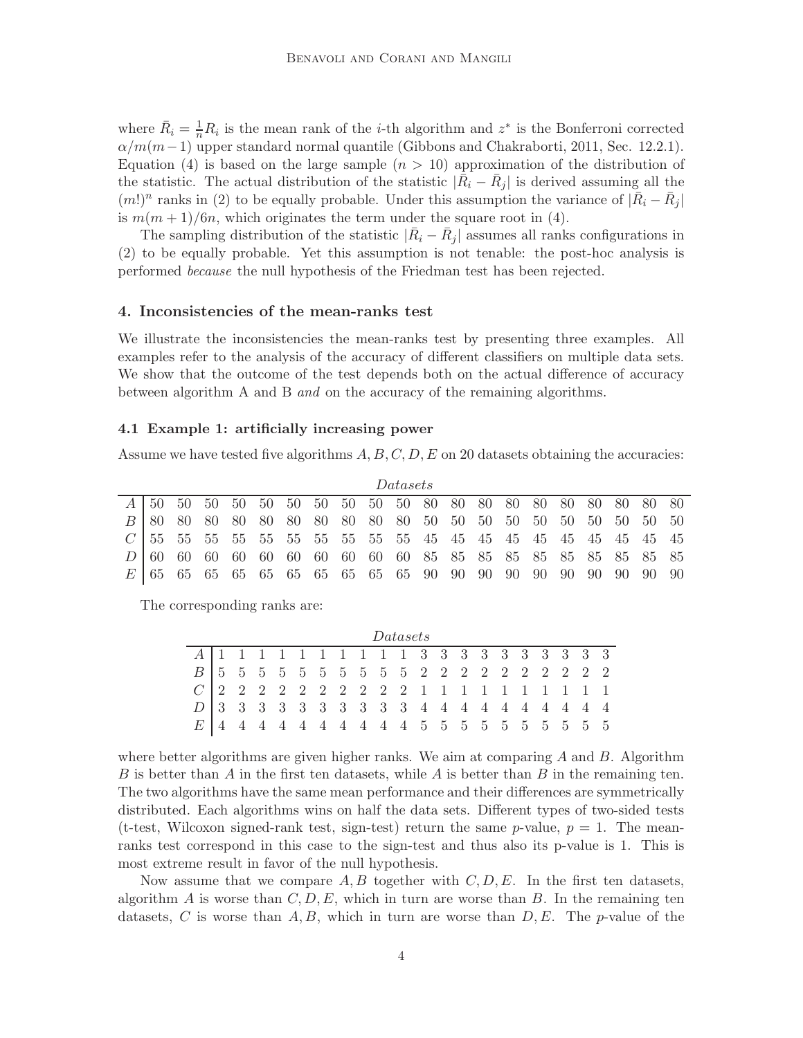where $\bar{R}_i = \frac{1}{n}R_i$ is the mean rank of the $i$-th algorithm and $z^*$ is the Bonferroni corrected $\alpha/m(m-1)$ upper standard normal quantile (Gibbons and Chakraborti, 2011, Sec. 12.2.1). Equation (4) is based on the large sample ($n > 10$) approximation of the distribution of the statistic. The actual distribution of the statistic $|\bar{R}_i - \bar{R}_j|$ is derived assuming all the $(m!)^n$ ranks in (2) to be equally probable. Under this assumption the variance of $|\bar{R}_i - \bar{R}_j|$ is $m(m+1)/6n$, which originates the term under the square root in (4).

The sampling distribution of the statistic $|\bar{R}_i - \bar{R}_j|$ assumes all ranks configurations in (2) to be equally probable. Yet this assumption is not tenable: the post-hoc analysis is performed *because* the null hypothesis of the Friedman test has been rejected.

## 4. Inconsistencies of the mean-ranks test

We illustrate the inconsistencies the mean-ranks test by presenting three examples. All examples refer to the analysis of the accuracy of different classifiers on multiple data sets. We show that the outcome of the test depends both on the actual difference of accuracy between algorithm A and B *and* on the accuracy of the remaining algorithms.

### 4.1 Example 1: artificially increasing power

Assume we have tested five algorithms $A, B, C, D, E$ on 20 datasets obtaining the accuracies:

| | *Datasets* | | | | | | | | | | | | | | | | | | | |
|---|---|---|---|---|---|---|---|---|---|---|---|---|---|---|---|---|---|---|---|---|
| $A$ | 50 | 50 | 50 | 50 | 50 | 50 | 50 | 50 | 50 | 50 | 80 | 80 | 80 | 80 | 80 | 80 | 80 | 80 | 80 | 80 |
| $B$ | 80 | 80 | 80 | 80 | 80 | 80 | 80 | 80 | 80 | 80 | 50 | 50 | 50 | 50 | 50 | 50 | 50 | 50 | 50 | 50 |
| $C$ | 55 | 55 | 55 | 55 | 55 | 55 | 55 | 55 | 55 | 55 | 45 | 45 | 45 | 45 | 45 | 45 | 45 | 45 | 45 | 45 |
| $D$ | 60 | 60 | 60 | 60 | 60 | 60 | 60 | 60 | 60 | 60 | 85 | 85 | 85 | 85 | 85 | 85 | 85 | 85 | 85 | 85 |
| $E$ | 65 | 65 | 65 | 65 | 65 | 65 | 65 | 65 | 65 | 65 | 90 | 90 | 90 | 90 | 90 | 90 | 90 | 90 | 90 | 90 |

The corresponding ranks are:

| | *Datasets* | | | | | | | | | | | | | | | | | | | |
|---|---|---|---|---|---|---|---|---|---|---|---|---|---|---|---|---|---|---|---|---|
| $A$ | 1 | 1 | 1 | 1 | 1 | 1 | 1 | 1 | 1 | 1 | 3 | 3 | 3 | 3 | 3 | 3 | 3 | 3 | 3 | 3 |
| $B$ | 5 | 5 | 5 | 5 | 5 | 5 | 5 | 5 | 5 | 5 | 2 | 2 | 2 | 2 | 2 | 2 | 2 | 2 | 2 | 2 |
| $C$ | 2 | 2 | 2 | 2 | 2 | 2 | 2 | 2 | 2 | 2 | 1 | 1 | 1 | 1 | 1 | 1 | 1 | 1 | 1 | 1 |
| $D$ | 3 | 3 | 3 | 3 | 3 | 3 | 3 | 3 | 3 | 3 | 4 | 4 | 4 | 4 | 4 | 4 | 4 | 4 | 4 | 4 |
| $E$ | 4 | 4 | 4 | 4 | 4 | 4 | 4 | 4 | 4 | 4 | 5 | 5 | 5 | 5 | 5 | 5 | 5 | 5 | 5 | 5 |

where better algorithms are given higher ranks. We aim at comparing $A$ and $B$. Algorithm $B$ is better than $A$ in the first ten datasets, while $A$ is better than $B$ in the remaining ten. The two algorithms have the same mean performance and their differences are symmetrically distributed. Each algorithms wins on half the data sets. Different types of two-sided tests (t-test, Wilcoxon signed-rank test, sign-test) return the same $p$-value, $p = 1$. The mean-ranks test correspond in this case to the sign-test and thus also its p-value is 1. This is most extreme result in favor of the null hypothesis.

Now assume that we compare $A, B$ together with $C, D, E$. In the first ten datasets, algorithm $A$ is worse than $C, D, E$, which in turn are worse than $B$. In the remaining ten datasets, $C$ is worse than $A, B$, which in turn are worse than $D, E$. The $p$-value of the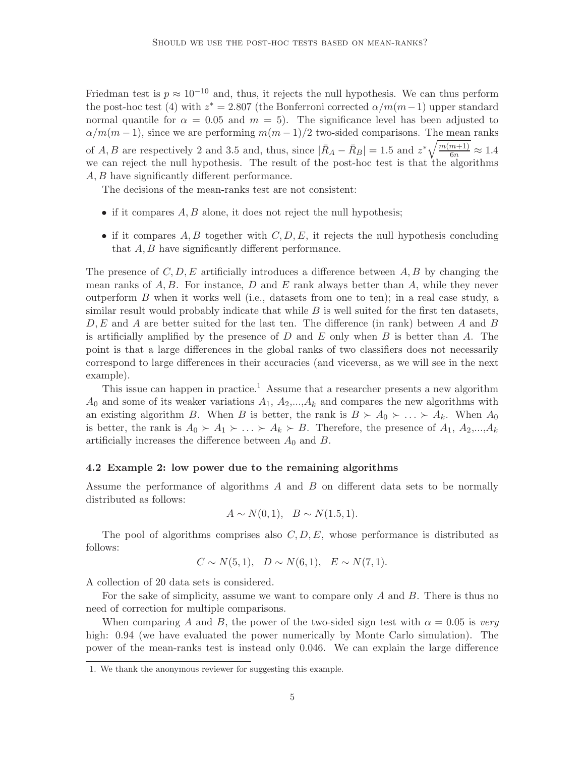Friedman test is $p \approx 10^{-10}$ and, thus, it rejects the null hypothesis. We can thus perform the post-hoc test (4) with $z^* = 2.807$ (the Bonferroni corrected $\alpha/m(m-1)$ upper standard normal quantile for $\alpha = 0.05$ and $m = 5$). The significance level has been adjusted to $\alpha/m(m-1)$, since we are performing $m(m-1)/2$ two-sided comparisons. The mean ranks of $A, B$ are respectively 2 and 3.5 and, thus, since $|\bar{R}_A - \bar{R}_B| = 1.5$ and $z^*\sqrt{\frac{m(m+1)}{6n}} \approx 1.4$ we can reject the null hypothesis. The result of the post-hoc test is that the algorithms $A, B$ have significantly different performance.

The decisions of the mean-ranks test are not consistent:

- if it compares $A, B$ alone, it does not reject the null hypothesis;
- if it compares $A, B$ together with $C, D, E$, it rejects the null hypothesis concluding that $A, B$ have significantly different performance.

The presence of $C, D, E$ artificially introduces a difference between $A, B$ by changing the mean ranks of $A, B$. For instance, $D$ and $E$ rank always better than $A$, while they never outperform $B$ when it works well (i.e., datasets from one to ten); in a real case study, a similar result would probably indicate that while $B$ is well suited for the first ten datasets, $D, E$ and $A$ are better suited for the last ten. The difference (in rank) between $A$ and $B$ is artificially amplified by the presence of $D$ and $E$ only when $B$ is better than $A$. The point is that a large differences in the global ranks of two classifiers does not necessarily correspond to large differences in their accuracies (and viceversa, as we will see in the next example).

This issue can happen in practice.[1] Assume that a researcher presents a new algorithm $A_0$ and some of its weaker variations $A_1$, $A_2$,...,$A_k$ and compares the new algorithms with an existing algorithm $B$. When $B$ is better, the rank is $B \succ A_0 \succ \ldots \succ A_k$. When $A_0$ is better, the rank is $A_0 \succ A_1 \succ \ldots \succ A_k \succ B$. Therefore, the presence of $A_1$, $A_2$,...,$A_k$ artificially increases the difference between $A_0$ and $B$.

### 4.2 Example 2: low power due to the remaining algorithms

Assume the performance of algorithms $A$ and $B$ on different data sets to be normally distributed as follows:

$$A \sim N(0, 1), \quad B \sim N(1.5, 1).$$

The pool of algorithms comprises also $C, D, E$, whose performance is distributed as follows:

$$C \sim N(5, 1), \quad D \sim N(6, 1), \quad E \sim N(7, 1).$$

A collection of 20 data sets is considered.

For the sake of simplicity, assume we want to compare only $A$ and $B$. There is thus no need of correction for multiple comparisons.

When comparing $A$ and $B$, the power of the two-sided sign test with $\alpha = 0.05$ is *very* high: 0.94 (we have evaluated the power numerically by Monte Carlo simulation). The power of the mean-ranks test is instead only 0.046. We can explain the large difference

1. We thank the anonymous reviewer for suggesting this example.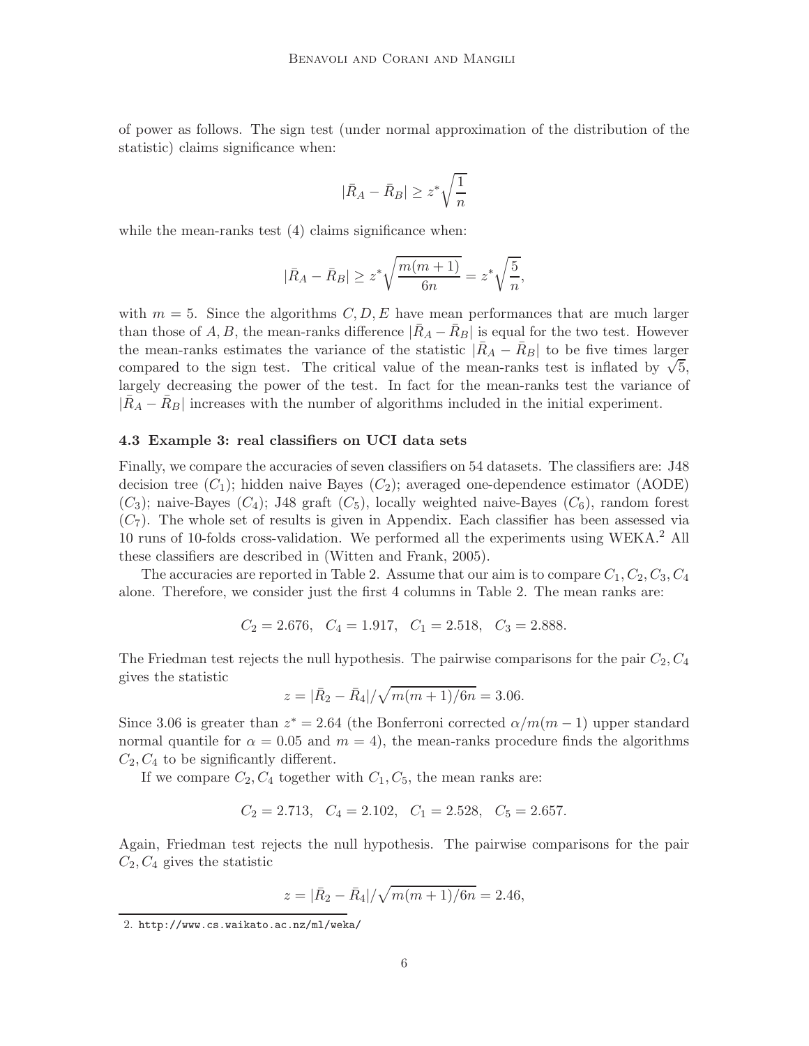of power as follows. The sign test (under normal approximation of the distribution of the statistic) claims significance when:

$$|\bar{R}_A - \bar{R}_B| \geq z^* \sqrt{\frac{1}{n}}$$

while the mean-ranks test (4) claims significance when:

$$|\bar{R}_A - \bar{R}_B| \geq z^* \sqrt{\frac{m(m+1)}{6n}} = z^* \sqrt{\frac{5}{n}},$$

with $m = 5$. Since the algorithms $C, D, E$ have mean performances that are much larger than those of $A, B$, the mean-ranks difference $|\bar{R}_A - \bar{R}_B|$ is equal for the two test. However the mean-ranks estimates the variance of the statistic $|\bar{R}_A - \bar{R}_B|$ to be five times larger compared to the sign test. The critical value of the mean-ranks test is inflated by $\sqrt{5}$, largely decreasing the power of the test. In fact for the mean-ranks test the variance of $|\bar{R}_A - \bar{R}_B|$ increases with the number of algorithms included in the initial experiment.

### 4.3 Example 3: real classifiers on UCI data sets

Finally, we compare the accuracies of seven classifiers on 54 datasets. The classifiers are: J48 decision tree ($C_1$); hidden naive Bayes ($C_2$); averaged one-dependence estimator (AODE) ($C_3$); naive-Bayes ($C_4$); J48 graft ($C_5$), locally weighted naive-Bayes ($C_6$), random forest ($C_7$). The whole set of results is given in Appendix. Each classifier has been assessed via 10 runs of 10-folds cross-validation. We performed all the experiments using WEKA.[2] All these classifiers are described in (Witten and Frank, 2005).

The accuracies are reported in Table 2. Assume that our aim is to compare $C_1, C_2, C_3, C_4$ alone. Therefore, we consider just the first 4 columns in Table 2. The mean ranks are:

$$C_2 = 2.676, \quad C_4 = 1.917, \quad C_1 = 2.518, \quad C_3 = 2.888.$$

The Friedman test rejects the null hypothesis. The pairwise comparisons for the pair $C_2, C_4$ gives the statistic

$$z = |\bar{R}_2 - \bar{R}_4| / \sqrt{m(m+1)/6n} = 3.06.$$

Since 3.06 is greater than $z^* = 2.64$ (the Bonferroni corrected $\alpha/m(m-1)$ upper standard normal quantile for $\alpha = 0.05$ and $m = 4$), the mean-ranks procedure finds the algorithms $C_2, C_4$ to be significantly different.

If we compare $C_2, C_4$ together with $C_1, C_5$, the mean ranks are:

$$C_2 = 2.713, \quad C_4 = 2.102, \quad C_1 = 2.528, \quad C_5 = 2.657.$$

Again, Friedman test rejects the null hypothesis. The pairwise comparisons for the pair $C_2, C_4$ gives the statistic

$$z = |\bar{R}_2 - \bar{R}_4| / \sqrt{m(m+1)/6n} = 2.46,$$

2. `http://www.cs.waikato.ac.nz/ml/weka/`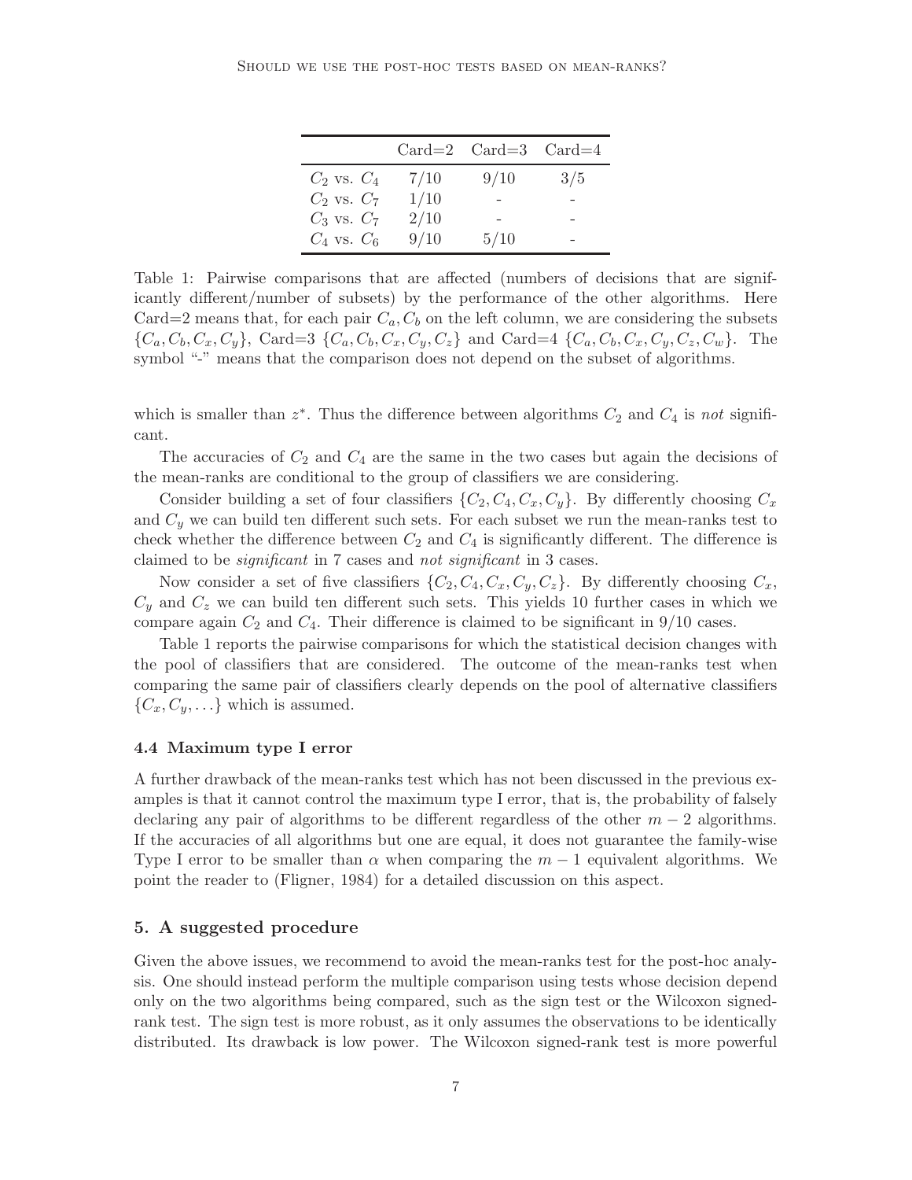|  | Card=2 | Card=3 | Card=4 |
|---|---|---|---|
| $C_2$ vs. $C_4$ | 7/10 | 9/10 | 3/5 |
| $C_2$ vs. $C_7$ | 1/10 | - | - |
| $C_3$ vs. $C_7$ | 2/10 | - | - |
| $C_4$ vs. $C_6$ | 9/10 | 5/10 | - |

Table 1: Pairwise comparisons that are affected (numbers of decisions that are significantly different/number of subsets) by the performance of the other algorithms. Here Card=2 means that, for each pair $C_a, C_b$ on the left column, we are considering the subsets $\{C_a, C_b, C_x, C_y\}$, Card=3 $\{C_a, C_b, C_x, C_y, C_z\}$ and Card=4 $\{C_a, C_b, C_x, C_y, C_z, C_w\}$. The symbol "-" means that the comparison does not depend on the subset of algorithms.

which is smaller than $z^*$. Thus the difference between algorithms $C_2$ and $C_4$ is *not* significant.

The accuracies of $C_2$ and $C_4$ are the same in the two cases but again the decisions of the mean-ranks are conditional to the group of classifiers we are considering.

Consider building a set of four classifiers $\{C_2, C_4, C_x, C_y\}$. By differently choosing $C_x$ and $C_y$ we can build ten different such sets. For each subset we run the mean-ranks test to check whether the difference between $C_2$ and $C_4$ is significantly different. The difference is claimed to be *significant* in 7 cases and *not significant* in 3 cases.

Now consider a set of five classifiers $\{C_2, C_4, C_x, C_y, C_z\}$. By differently choosing $C_x$, $C_y$ and $C_z$ we can build ten different such sets. This yields 10 further cases in which we compare again $C_2$ and $C_4$. Their difference is claimed to be significant in 9/10 cases.

Table 1 reports the pairwise comparisons for which the statistical decision changes with the pool of classifiers that are considered. The outcome of the mean-ranks test when comparing the same pair of classifiers clearly depends on the pool of alternative classifiers $\{C_x, C_y, \ldots\}$ which is assumed.

### 4.4 Maximum type I error

A further drawback of the mean-ranks test which has not been discussed in the previous examples is that it cannot control the maximum type I error, that is, the probability of falsely declaring any pair of algorithms to be different regardless of the other $m-2$ algorithms. If the accuracies of all algorithms but one are equal, it does not guarantee the family-wise Type I error to be smaller than $\alpha$ when comparing the $m-1$ equivalent algorithms. We point the reader to (Fligner, 1984) for a detailed discussion on this aspect.

## 5. A suggested procedure

Given the above issues, we recommend to avoid the mean-ranks test for the post-hoc analysis. One should instead perform the multiple comparison using tests whose decision depend only on the two algorithms being compared, such as the sign test or the Wilcoxon signed-rank test. The sign test is more robust, as it only assumes the observations to be identically distributed. Its drawback is low power. The Wilcoxon signed-rank test is more powerful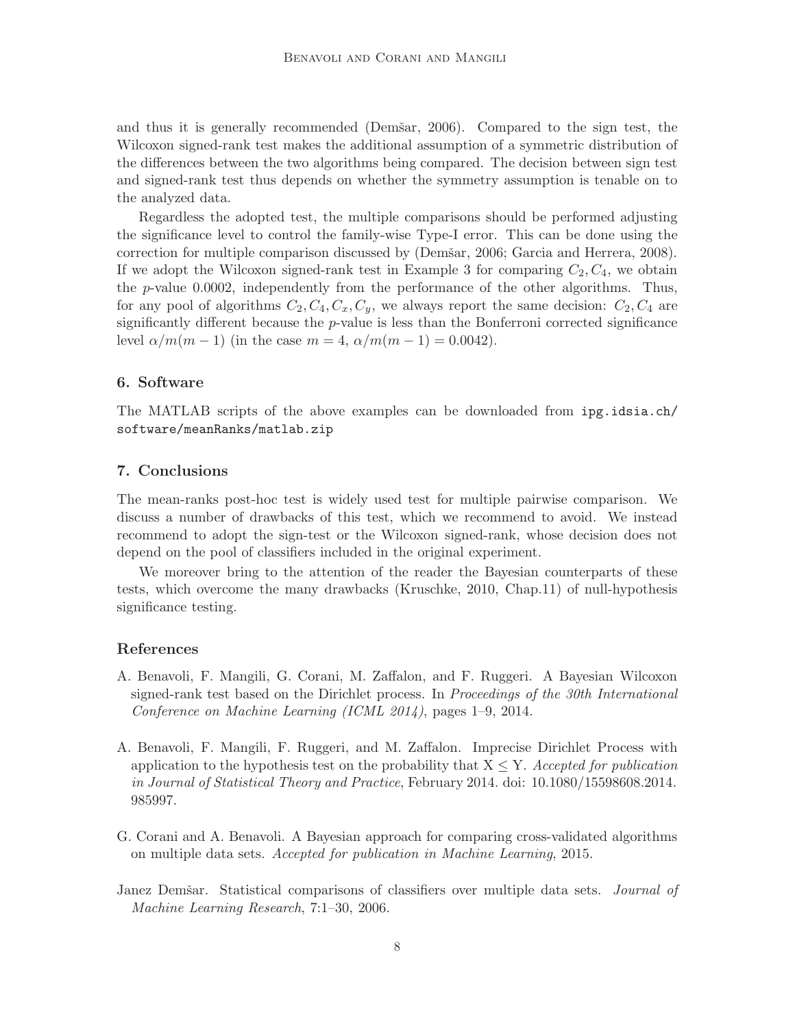and thus it is generally recommended (Demšar, 2006). Compared to the sign test, the Wilcoxon signed-rank test makes the additional assumption of a symmetric distribution of the differences between the two algorithms being compared. The decision between sign test and signed-rank test thus depends on whether the symmetry assumption is tenable on to the analyzed data.

Regardless the adopted test, the multiple comparisons should be performed adjusting the significance level to control the family-wise Type-I error. This can be done using the correction for multiple comparison discussed by (Demšar, 2006; Garcia and Herrera, 2008). If we adopt the Wilcoxon signed-rank test in Example 3 for comparing $C_2, C_4$, we obtain the $p$-value 0.0002, independently from the performance of the other algorithms. Thus, for any pool of algorithms $C_2, C_4, C_x, C_y$, we always report the same decision: $C_2, C_4$ are significantly different because the $p$-value is less than the Bonferroni corrected significance level $\alpha/m(m-1)$ (in the case $m = 4$, $\alpha/m(m-1) = 0.0042$).

## 6. Software

The MATLAB scripts of the above examples can be downloaded from `ipg.idsia.ch/software/meanRanks/matlab.zip`

## 7. Conclusions

The mean-ranks post-hoc test is widely used test for multiple pairwise comparison. We discuss a number of drawbacks of this test, which we recommend to avoid. We instead recommend to adopt the sign-test or the Wilcoxon signed-rank, whose decision does not depend on the pool of classifiers included in the original experiment.

We moreover bring to the attention of the reader the Bayesian counterparts of these tests, which overcome the many drawbacks (Kruschke, 2010, Chap.11) of null-hypothesis significance testing.

## References

A. Benavoli, F. Mangili, G. Corani, M. Zaffalon, and F. Ruggeri. A Bayesian Wilcoxon signed-rank test based on the Dirichlet process. In *Proceedings of the 30th International Conference on Machine Learning (ICML 2014)*, pages 1–9, 2014.

A. Benavoli, F. Mangili, F. Ruggeri, and M. Zaffalon. Imprecise Dirichlet Process with application to the hypothesis test on the probability that $X \leq Y$. *Accepted for publication in Journal of Statistical Theory and Practice*, February 2014. doi: 10.1080/15598608.2014.985997.

G. Corani and A. Benavoli. A Bayesian approach for comparing cross-validated algorithms on multiple data sets. *Accepted for publication in Machine Learning*, 2015.

Janez Demšar. Statistical comparisons of classifiers over multiple data sets. *Journal of Machine Learning Research*, 7:1–30, 2006.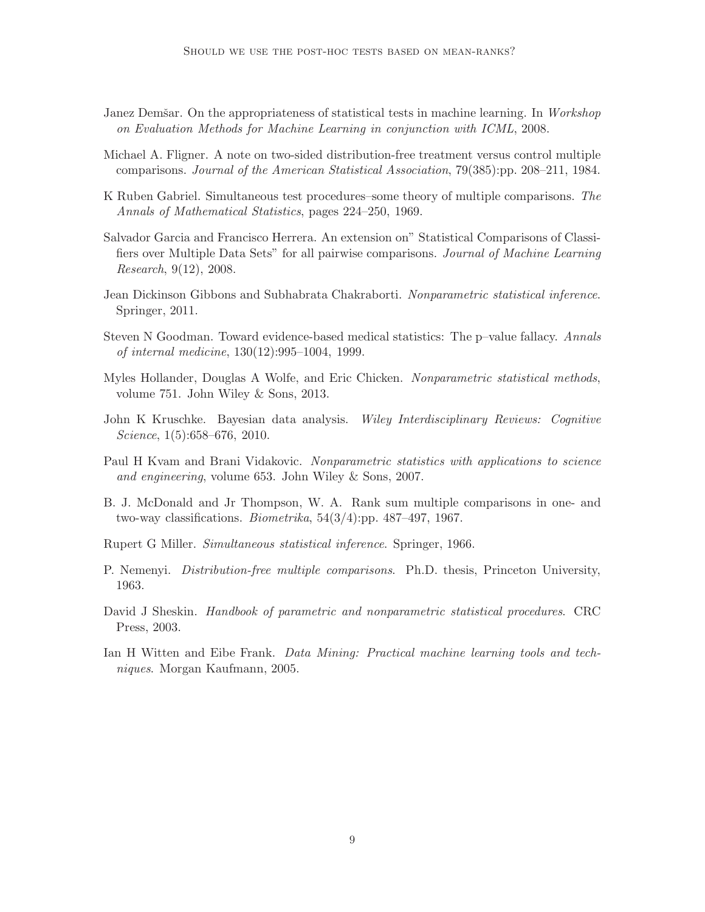Janez Demšar. On the appropriateness of statistical tests in machine learning. In *Workshop on Evaluation Methods for Machine Learning in conjunction with ICML*, 2008.

Michael A. Fligner. A note on two-sided distribution-free treatment versus control multiple comparisons. *Journal of the American Statistical Association*, 79(385):pp. 208–211, 1984.

K Ruben Gabriel. Simultaneous test procedures–some theory of multiple comparisons. *The Annals of Mathematical Statistics*, pages 224–250, 1969.

Salvador Garcia and Francisco Herrera. An extension on" Statistical Comparisons of Classifiers over Multiple Data Sets" for all pairwise comparisons. *Journal of Machine Learning Research*, 9(12), 2008.

Jean Dickinson Gibbons and Subhabrata Chakraborti. *Nonparametric statistical inference*. Springer, 2011.

Steven N Goodman. Toward evidence-based medical statistics: The p–value fallacy. *Annals of internal medicine*, 130(12):995–1004, 1999.

Myles Hollander, Douglas A Wolfe, and Eric Chicken. *Nonparametric statistical methods*, volume 751. John Wiley & Sons, 2013.

John K Kruschke. Bayesian data analysis. *Wiley Interdisciplinary Reviews: Cognitive Science*, 1(5):658–676, 2010.

Paul H Kvam and Brani Vidakovic. *Nonparametric statistics with applications to science and engineering*, volume 653. John Wiley & Sons, 2007.

B. J. McDonald and Jr Thompson, W. A. Rank sum multiple comparisons in one- and two-way classifications. *Biometrika*, 54(3/4):pp. 487–497, 1967.

Rupert G Miller. *Simultaneous statistical inference*. Springer, 1966.

P. Nemenyi. *Distribution-free multiple comparisons*. Ph.D. thesis, Princeton University, 1963.

David J Sheskin. *Handbook of parametric and nonparametric statistical procedures*. CRC Press, 2003.

Ian H Witten and Eibe Frank. *Data Mining: Practical machine learning tools and techniques*. Morgan Kaufmann, 2005.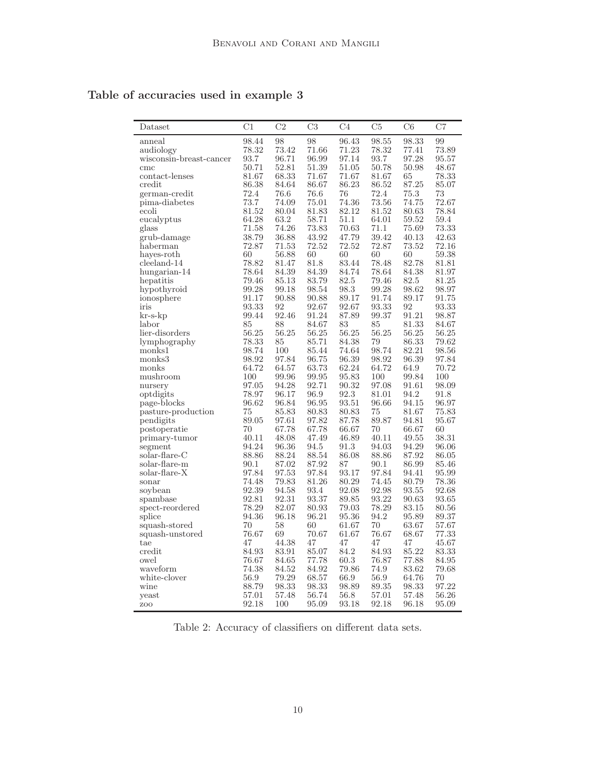## Table of accuracies used in example 3

| Dataset | C1 | C2 | C3 | C4 | C5 | C6 | C7 |
|---|---|---|---|---|---|---|---|
| anneal | 98.44 | 98 | 98 | 96.43 | 98.55 | 98.33 | 99 |
| audiology | 78.32 | 73.42 | 71.66 | 71.23 | 78.32 | 77.41 | 73.89 |
| wisconsin-breast-cancer | 93.7 | 96.71 | 96.99 | 97.14 | 93.7 | 97.28 | 95.57 |
| cmc | 50.71 | 52.81 | 51.39 | 51.05 | 50.78 | 50.98 | 48.67 |
| contact-lenses | 81.67 | 68.33 | 71.67 | 71.67 | 81.67 | 65 | 78.33 |
| credit | 86.38 | 84.64 | 86.67 | 86.23 | 86.52 | 87.25 | 85.07 |
| german-credit | 72.4 | 76.6 | 76.6 | 76 | 72.4 | 75.3 | 73 |
| pima-diabetes | 73.7 | 74.09 | 75.01 | 74.36 | 73.56 | 74.75 | 72.67 |
| ecoli | 81.52 | 80.04 | 81.83 | 82.12 | 81.52 | 80.63 | 78.84 |
| eucalyptus | 64.28 | 63.2 | 58.71 | 51.1 | 64.01 | 59.52 | 59.4 |
| glass | 71.58 | 74.26 | 73.83 | 70.63 | 71.1 | 75.69 | 73.33 |
| grub-damage | 38.79 | 36.88 | 43.92 | 47.79 | 39.42 | 40.13 | 42.63 |
| haberman | 72.87 | 71.53 | 72.52 | 72.52 | 72.87 | 73.52 | 72.16 |
| hayes-roth | 60 | 56.88 | 60 | 60 | 60 | 60 | 59.38 |
| cleeland-14 | 78.82 | 81.47 | 81.8 | 83.44 | 78.48 | 82.78 | 81.81 |
| hungarian-14 | 78.64 | 84.39 | 84.39 | 84.74 | 78.64 | 84.38 | 81.97 |
| hepatitis | 79.46 | 85.13 | 83.79 | 82.5 | 79.46 | 82.5 | 81.25 |
| hypothyroid | 99.28 | 99.18 | 98.54 | 98.3 | 99.28 | 98.62 | 98.97 |
| ionosphere | 91.17 | 90.88 | 90.88 | 89.17 | 91.74 | 89.17 | 91.75 |
| iris | 93.33 | 92 | 92.67 | 92.67 | 93.33 | 92 | 93.33 |
| kr-s-kp | 99.44 | 92.46 | 91.24 | 87.89 | 99.37 | 91.21 | 98.87 |
| labor | 85 | 88 | 84.67 | 83 | 85 | 81.33 | 84.67 |
| lier-disorders | 56.25 | 56.25 | 56.25 | 56.25 | 56.25 | 56.25 | 56.25 |
| lymphography | 78.33 | 85 | 85.71 | 84.38 | 79 | 86.33 | 79.62 |
| monks1 | 98.74 | 100 | 85.44 | 74.64 | 98.74 | 82.21 | 98.56 |
| monks3 | 98.92 | 97.84 | 96.75 | 96.39 | 98.92 | 96.39 | 97.84 |
| monks | 64.72 | 64.57 | 63.73 | 62.24 | 64.72 | 64.9 | 70.72 |
| mushroom | 100 | 99.96 | 99.95 | 95.83 | 100 | 99.84 | 100 |
| nursery | 97.05 | 94.28 | 92.71 | 90.32 | 97.08 | 91.61 | 98.09 |
| optdigits | 78.97 | 96.17 | 96.9 | 92.3 | 81.01 | 94.2 | 91.8 |
| page-blocks | 96.62 | 96.84 | 96.95 | 93.51 | 96.66 | 94.15 | 96.97 |
| pasture-production | 75 | 85.83 | 80.83 | 80.83 | 75 | 81.67 | 75.83 |
| pendigits | 89.05 | 97.61 | 97.82 | 87.78 | 89.87 | 94.81 | 95.67 |
| postoperatie | 70 | 67.78 | 67.78 | 66.67 | 70 | 66.67 | 60 |
| primary-tumor | 40.11 | 48.08 | 47.49 | 46.89 | 40.11 | 49.55 | 38.31 |
| segment | 94.24 | 96.36 | 94.5 | 91.3 | 94.03 | 94.29 | 96.06 |
| solar-flare-C | 88.86 | 88.24 | 88.54 | 86.08 | 88.86 | 87.92 | 86.05 |
| solar-flare-m | 90.1 | 87.02 | 87.92 | 87 | 90.1 | 86.99 | 85.46 |
| solar-flare-X | 97.84 | 97.53 | 97.84 | 93.17 | 97.84 | 94.41 | 95.99 |
| sonar | 74.48 | 79.83 | 81.26 | 80.29 | 74.45 | 80.79 | 78.36 |
| soybean | 92.39 | 94.58 | 93.4 | 92.08 | 92.98 | 93.55 | 92.68 |
| spambase | 92.81 | 92.31 | 93.37 | 89.85 | 93.22 | 90.63 | 93.65 |
| spect-reordered | 78.29 | 82.07 | 80.93 | 79.03 | 78.29 | 83.15 | 80.56 |
| splice | 94.36 | 96.18 | 96.21 | 95.36 | 94.2 | 95.89 | 89.37 |
| squash-stored | 70 | 58 | 60 | 61.67 | 70 | 63.67 | 57.67 |
| squash-unstored | 76.67 | 69 | 70.67 | 61.67 | 76.67 | 68.67 | 77.33 |
| tae | 47 | 44.38 | 47 | 47 | 47 | 47 | 45.67 |
| credit | 84.93 | 83.91 | 85.07 | 84.2 | 84.93 | 85.22 | 83.33 |
| owel | 76.67 | 84.65 | 77.78 | 60.3 | 76.87 | 77.88 | 84.95 |
| waveform | 74.38 | 84.52 | 84.92 | 79.86 | 74.9 | 83.62 | 79.68 |
| white-clover | 56.9 | 79.29 | 68.57 | 66.9 | 56.9 | 64.76 | 70 |
| wine | 88.79 | 98.33 | 98.33 | 98.89 | 89.35 | 98.33 | 97.22 |
| yeast | 57.01 | 57.48 | 56.74 | 56.8 | 57.01 | 57.48 | 56.26 |
| zoo | 92.18 | 100 | 95.09 | 93.18 | 92.18 | 96.18 | 95.09 |

Table 2: Accuracy of classifiers on different data sets.